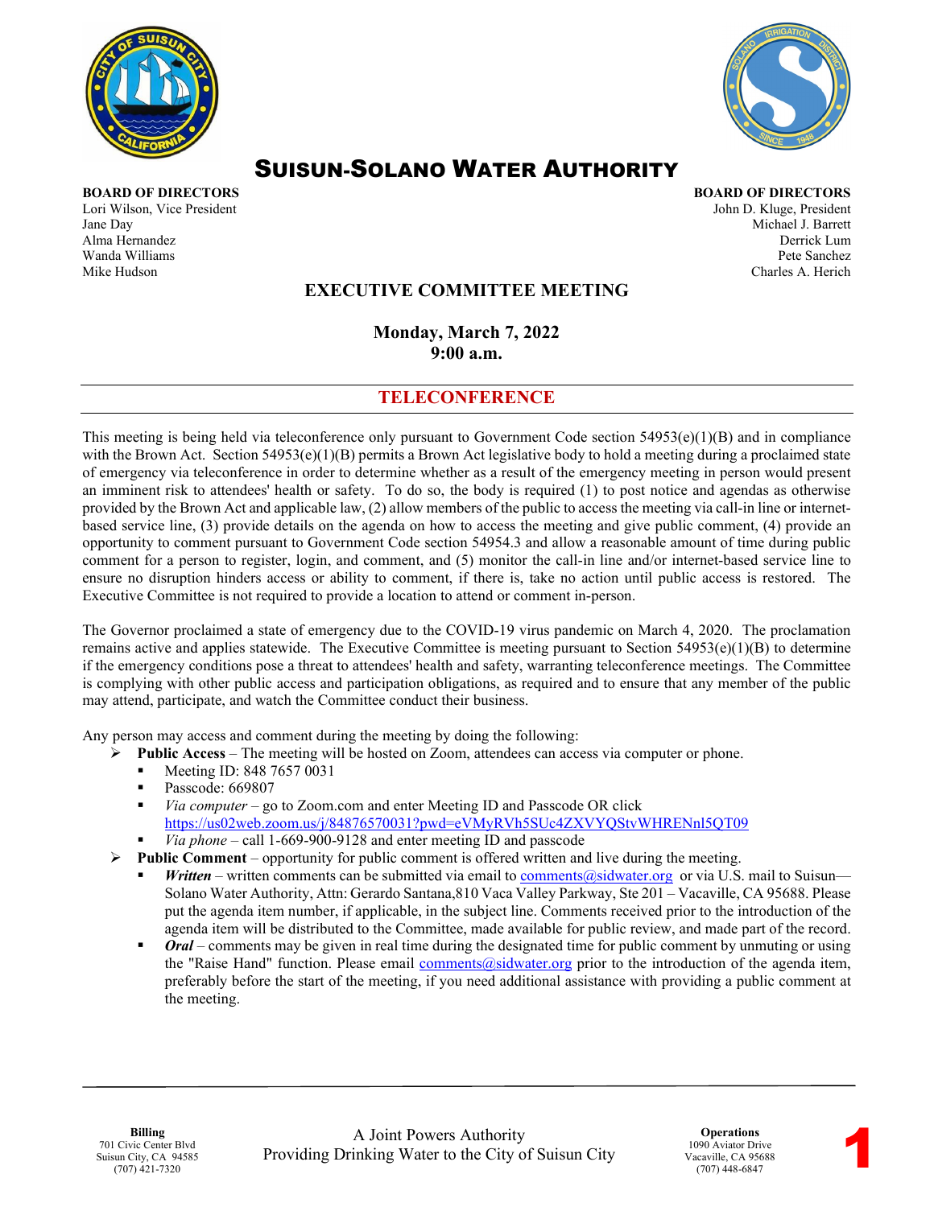# SUISUN-SOLANO WATER AUTHORITY

**BOARD OF DIRECTORS**
Lori Wilson, Vice President
Jane Day
Alma Hernandez
Wanda Williams
Mike Hudson

**BOARD OF DIRECTORS**
John D. Kluge, President
Michael J. Barrett
Derrick Lum
Pete Sanchez
Charles A. Herich

## EXECUTIVE COMMITTEE MEETING

**Monday, March 7, 2022**
**9:00 a.m.**

## TELECONFERENCE

This meeting is being held via teleconference only pursuant to Government Code section 54953(e)(1)(B) and in compliance with the Brown Act. Section 54953(e)(1)(B) permits a Brown Act legislative body to hold a meeting during a proclaimed state of emergency via teleconference in order to determine whether as a result of the emergency meeting in person would present an imminent risk to attendees' health or safety. To do so, the body is required (1) to post notice and agendas as otherwise provided by the Brown Act and applicable law, (2) allow members of the public to access the meeting via call-in line or internet-based service line, (3) provide details on the agenda on how to access the meeting and give public comment, (4) provide an opportunity to comment pursuant to Government Code section 54954.3 and allow a reasonable amount of time during public comment for a person to register, login, and comment, and (5) monitor the call-in line and/or internet-based service line to ensure no disruption hinders access or ability to comment, if there is, take no action until public access is restored. The Executive Committee is not required to provide a location to attend or comment in-person.

The Governor proclaimed a state of emergency due to the COVID-19 virus pandemic on March 4, 2020. The proclamation remains active and applies statewide. The Executive Committee is meeting pursuant to Section 54953(e)(1)(B) to determine if the emergency conditions pose a threat to attendees' health and safety, warranting teleconference meetings. The Committee is complying with other public access and participation obligations, as required and to ensure that any member of the public may attend, participate, and watch the Committee conduct their business.

Any person may access and comment during the meeting by doing the following:

- **Public Access** – The meeting will be hosted on Zoom, attendees can access via computer or phone.
  - Meeting ID: 848 7657 0031
  - Passcode: 669807
  - *Via computer* – go to Zoom.com and enter Meeting ID and Passcode OR click https://us02web.zoom.us/j/84876570031?pwd=eVMyRVh5SUc4ZXVYQStvWHRENnl5QT09
  - *Via phone* – call 1-669-900-9128 and enter meeting ID and passcode
- **Public Comment** – opportunity for public comment is offered written and live during the meeting.
  - ***Written*** – written comments can be submitted via email to comments@sidwater.org or via U.S. mail to Suisun—Solano Water Authority, Attn: Gerardo Santana,810 Vaca Valley Parkway, Ste 201 – Vacaville, CA 95688. Please put the agenda item number, if applicable, in the subject line. Comments received prior to the introduction of the agenda item will be distributed to the Committee, made available for public review, and made part of the record.
  - ***Oral*** – comments may be given in real time during the designated time for public comment by unmuting or using the "Raise Hand" function. Please email comments@sidwater.org prior to the introduction of the agenda item, preferably before the start of the meeting, if you need additional assistance with providing a public comment at the meeting.

**Billing**
701 Civic Center Blvd
Suisun City, CA 94585
(707) 421-7320

A Joint Powers Authority
Providing Drinking Water to the City of Suisun City

**Operations**
1090 Aviator Drive
Vacaville, CA 95688
(707) 448-6847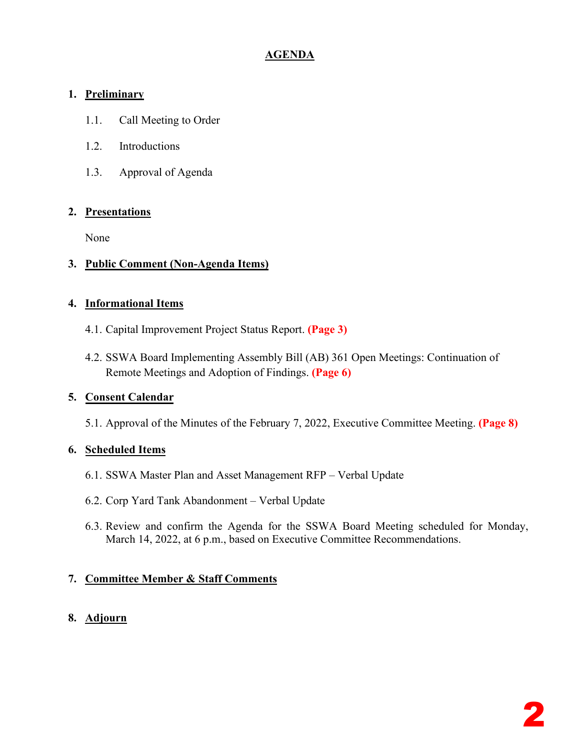# AGENDA

1. **Preliminary**

    1.1. Call Meeting to Order

    1.2. Introductions

    1.3. Approval of Agenda

2. **Presentations**

    None

3. **Public Comment (Non-Agenda Items)**

4. **Informational Items**

    4.1. Capital Improvement Project Status Report. **(Page 3)**

    4.2. SSWA Board Implementing Assembly Bill (AB) 361 Open Meetings: Continuation of Remote Meetings and Adoption of Findings. **(Page 6)**

5. **Consent Calendar**

    5.1. Approval of the Minutes of the February 7, 2022, Executive Committee Meeting. **(Page 8)**

6. **Scheduled Items**

    6.1. SSWA Master Plan and Asset Management RFP – Verbal Update

    6.2. Corp Yard Tank Abandonment – Verbal Update

    6.3. Review and confirm the Agenda for the SSWA Board Meeting scheduled for Monday, March 14, 2022, at 6 p.m., based on Executive Committee Recommendations.

7. **Committee Member & Staff Comments**

8. **Adjourn**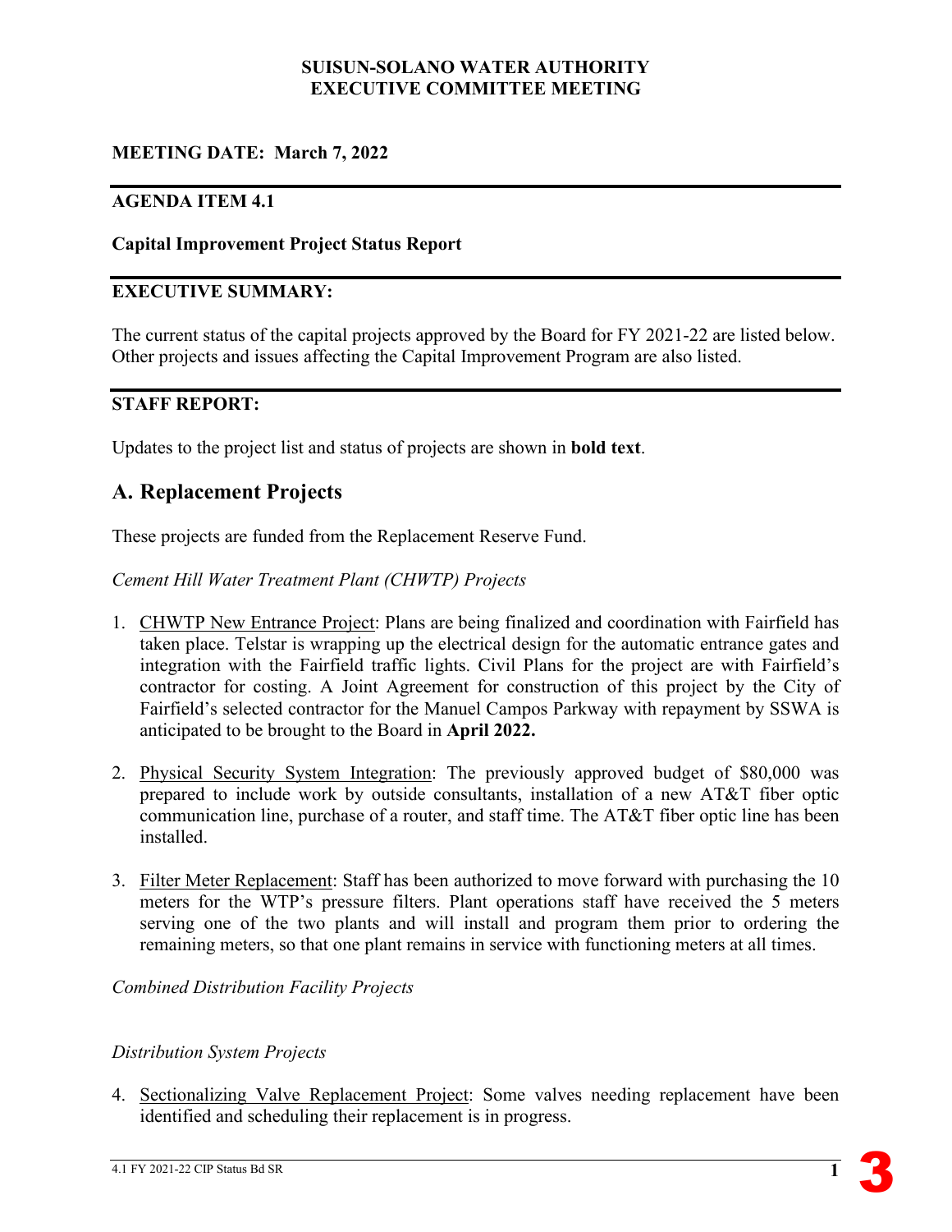**SUISUN-SOLANO WATER AUTHORITY**
**EXECUTIVE COMMITTEE MEETING**

**MEETING DATE: March 7, 2022**

---

**AGENDA ITEM 4.1**

**Capital Improvement Project Status Report**

---

**EXECUTIVE SUMMARY:**

The current status of the capital projects approved by the Board for FY 2021-22 are listed below. Other projects and issues affecting the Capital Improvement Program are also listed.

---

**STAFF REPORT:**

Updates to the project list and status of projects are shown in **bold text**.

## A. Replacement Projects

These projects are funded from the Replacement Reserve Fund.

*Cement Hill Water Treatment Plant (CHWTP) Projects*

1. CHWTP New Entrance Project: Plans are being finalized and coordination with Fairfield has taken place. Telstar is wrapping up the electrical design for the automatic entrance gates and integration with the Fairfield traffic lights. Civil Plans for the project are with Fairfield's contractor for costing. A Joint Agreement for construction of this project by the City of Fairfield's selected contractor for the Manuel Campos Parkway with repayment by SSWA is anticipated to be brought to the Board in **April 2022.**

2. Physical Security System Integration: The previously approved budget of $80,000 was prepared to include work by outside consultants, installation of a new AT&T fiber optic communication line, purchase of a router, and staff time. The AT&T fiber optic line has been installed.

3. Filter Meter Replacement: Staff has been authorized to move forward with purchasing the 10 meters for the WTP's pressure filters. Plant operations staff have received the 5 meters serving one of the two plants and will install and program them prior to ordering the remaining meters, so that one plant remains in service with functioning meters at all times.

*Combined Distribution Facility Projects*

*Distribution System Projects*

4. Sectionalizing Valve Replacement Project: Some valves needing replacement have been identified and scheduling their replacement is in progress.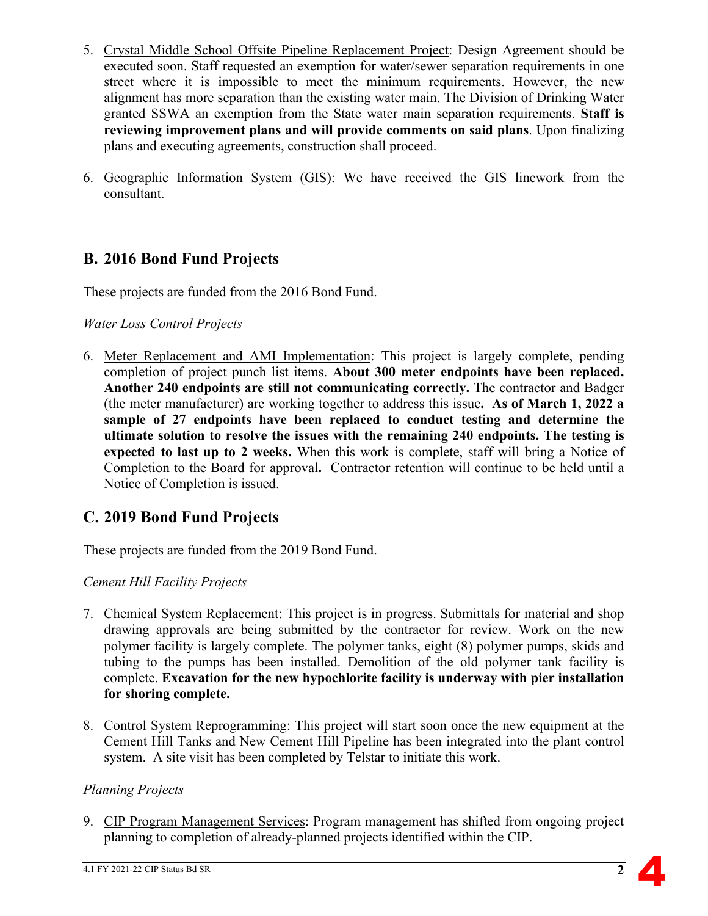5. Crystal Middle School Offsite Pipeline Replacement Project: Design Agreement should be executed soon. Staff requested an exemption for water/sewer separation requirements in one street where it is impossible to meet the minimum requirements. However, the new alignment has more separation than the existing water main. The Division of Drinking Water granted SSWA an exemption from the State water main separation requirements. **Staff is reviewing improvement plans and will provide comments on said plans**. Upon finalizing plans and executing agreements, construction shall proceed.

6. Geographic Information System (GIS): We have received the GIS linework from the consultant.

## B. 2016 Bond Fund Projects

These projects are funded from the 2016 Bond Fund.

*Water Loss Control Projects*

6. Meter Replacement and AMI Implementation: This project is largely complete, pending completion of project punch list items. **About 300 meter endpoints have been replaced. Another 240 endpoints are still not communicating correctly.** The contractor and Badger (the meter manufacturer) are working together to address this issue**. As of March 1, 2022 a sample of 27 endpoints have been replaced to conduct testing and determine the ultimate solution to resolve the issues with the remaining 240 endpoints. The testing is expected to last up to 2 weeks.** When this work is complete, staff will bring a Notice of Completion to the Board for approval**.** Contractor retention will continue to be held until a Notice of Completion is issued.

## C. 2019 Bond Fund Projects

These projects are funded from the 2019 Bond Fund.

*Cement Hill Facility Projects*

7. Chemical System Replacement: This project is in progress. Submittals for material and shop drawing approvals are being submitted by the contractor for review. Work on the new polymer facility is largely complete. The polymer tanks, eight (8) polymer pumps, skids and tubing to the pumps has been installed. Demolition of the old polymer tank facility is complete. **Excavation for the new hypochlorite facility is underway with pier installation for shoring complete.**

8. Control System Reprogramming: This project will start soon once the new equipment at the Cement Hill Tanks and New Cement Hill Pipeline has been integrated into the plant control system. A site visit has been completed by Telstar to initiate this work.

*Planning Projects*

9. CIP Program Management Services: Program management has shifted from ongoing project planning to completion of already-planned projects identified within the CIP.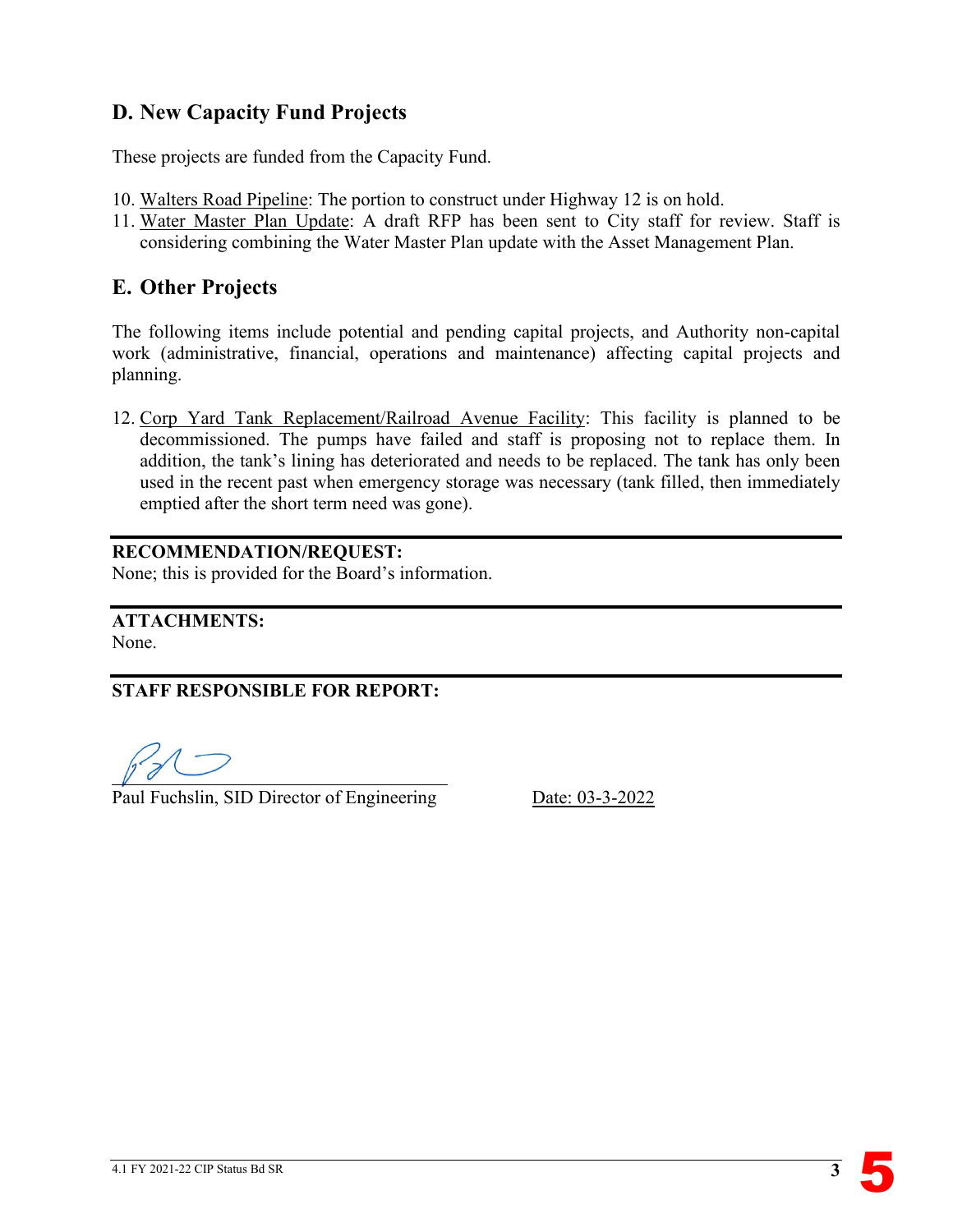## D. New Capacity Fund Projects

These projects are funded from the Capacity Fund.

10. Walters Road Pipeline: The portion to construct under Highway 12 is on hold.
11. Water Master Plan Update: A draft RFP has been sent to City staff for review. Staff is considering combining the Water Master Plan update with the Asset Management Plan.

## E. Other Projects

The following items include potential and pending capital projects, and Authority non-capital work (administrative, financial, operations and maintenance) affecting capital projects and planning.

12. Corp Yard Tank Replacement/Railroad Avenue Facility: This facility is planned to be decommissioned. The pumps have failed and staff is proposing not to replace them. In addition, the tank's lining has deteriorated and needs to be replaced. The tank has only been used in the recent past when emergency storage was necessary (tank filled, then immediately emptied after the short term need was gone).

**RECOMMENDATION/REQUEST:**
None; this is provided for the Board's information.

**ATTACHMENTS:**
None.

**STAFF RESPONSIBLE FOR REPORT:**

Paul Fuchslin, SID Director of Engineering

Date: 03-3-2022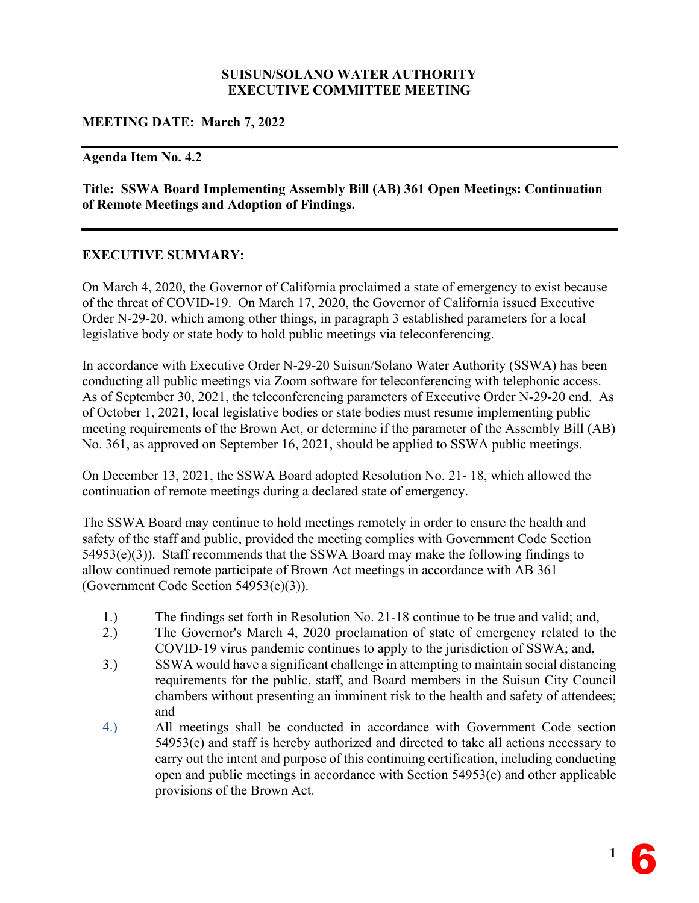**SUISUN/SOLANO WATER AUTHORITY**
**EXECUTIVE COMMITTEE MEETING**

**MEETING DATE: March 7, 2022**

**Agenda Item No. 4.2**

**Title: SSWA Board Implementing Assembly Bill (AB) 361 Open Meetings: Continuation of Remote Meetings and Adoption of Findings.**

**EXECUTIVE SUMMARY:**

On March 4, 2020, the Governor of California proclaimed a state of emergency to exist because of the threat of COVID-19. On March 17, 2020, the Governor of California issued Executive Order N-29-20, which among other things, in paragraph 3 established parameters for a local legislative body or state body to hold public meetings via teleconferencing.

In accordance with Executive Order N-29-20 Suisun/Solano Water Authority (SSWA) has been conducting all public meetings via Zoom software for teleconferencing with telephonic access. As of September 30, 2021, the teleconferencing parameters of Executive Order N-29-20 end. As of October 1, 2021, local legislative bodies or state bodies must resume implementing public meeting requirements of the Brown Act, or determine if the parameter of the Assembly Bill (AB) No. 361, as approved on September 16, 2021, should be applied to SSWA public meetings.

On December 13, 2021, the SSWA Board adopted Resolution No. 21- 18, which allowed the continuation of remote meetings during a declared state of emergency.

The SSWA Board may continue to hold meetings remotely in order to ensure the health and safety of the staff and public, provided the meeting complies with Government Code Section 54953(e)(3)). Staff recommends that the SSWA Board may make the following findings to allow continued remote participate of Brown Act meetings in accordance with AB 361 (Government Code Section 54953(e)(3)).

1.) The findings set forth in Resolution No. 21-18 continue to be true and valid; and,
2.) The Governor's March 4, 2020 proclamation of state of emergency related to the COVID-19 virus pandemic continues to apply to the jurisdiction of SSWA; and,
3.) SSWA would have a significant challenge in attempting to maintain social distancing requirements for the public, staff, and Board members in the Suisun City Council chambers without presenting an imminent risk to the health and safety of attendees; and
4.) All meetings shall be conducted in accordance with Government Code section 54953(e) and staff is hereby authorized and directed to take all actions necessary to carry out the intent and purpose of this continuing certification, including conducting open and public meetings in accordance with Section 54953(e) and other applicable provisions of the Brown Act.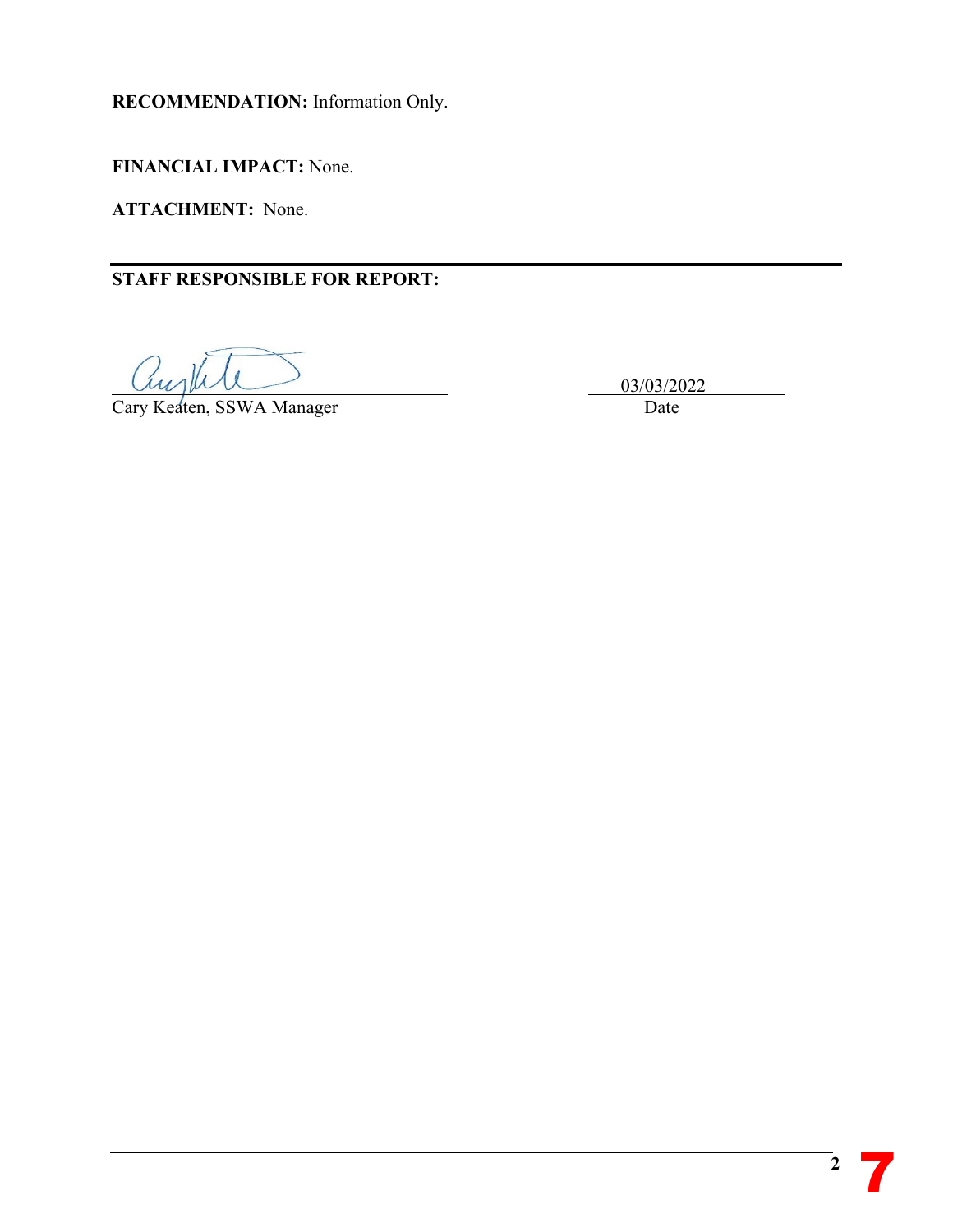**RECOMMENDATION:** Information Only.

**FINANCIAL IMPACT:** None.

**ATTACHMENT:** None.

---

**STAFF RESPONSIBLE FOR REPORT:**

Cary Keaten, SSWA Manager

03/03/2022
Date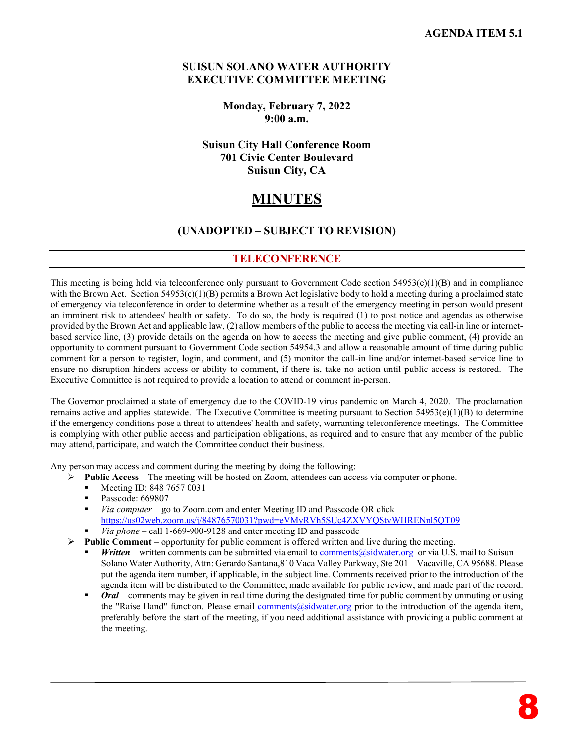**AGENDA ITEM 5.1**

# SUISUN SOLANO WATER AUTHORITY
# EXECUTIVE COMMITTEE MEETING

**Monday, February 7, 2022**
**9:00 a.m.**

**Suisun City Hall Conference Room**
**701 Civic Center Boulevard**
**Suisun City, CA**

# MINUTES

## (UNADOPTED – SUBJECT TO REVISION)

---

## TELECONFERENCE

---

This meeting is being held via teleconference only pursuant to Government Code section 54953(e)(1)(B) and in compliance with the Brown Act. Section 54953(e)(1)(B) permits a Brown Act legislative body to hold a meeting during a proclaimed state of emergency via teleconference in order to determine whether as a result of the emergency meeting in person would present an imminent risk to attendees' health or safety. To do so, the body is required (1) to post notice and agendas as otherwise provided by the Brown Act and applicable law, (2) allow members of the public to access the meeting via call-in line or internet-based service line, (3) provide details on the agenda on how to access the meeting and give public comment, (4) provide an opportunity to comment pursuant to Government Code section 54954.3 and allow a reasonable amount of time during public comment for a person to register, login, and comment, and (5) monitor the call-in line and/or internet-based service line to ensure no disruption hinders access or ability to comment, if there is, take no action until public access is restored. The Executive Committee is not required to provide a location to attend or comment in-person.

The Governor proclaimed a state of emergency due to the COVID-19 virus pandemic on March 4, 2020. The proclamation remains active and applies statewide. The Executive Committee is meeting pursuant to Section 54953(e)(1)(B) to determine if the emergency conditions pose a threat to attendees' health and safety, warranting teleconference meetings. The Committee is complying with other public access and participation obligations, as required and to ensure that any member of the public may attend, participate, and watch the Committee conduct their business.

Any person may access and comment during the meeting by doing the following:

- **Public Access** – The meeting will be hosted on Zoom, attendees can access via computer or phone.
  - Meeting ID: 848 7657 0031
  - Passcode: 669807
  - *Via computer* – go to Zoom.com and enter Meeting ID and Passcode OR click https://us02web.zoom.us/j/84876570031?pwd=eVMyRVh5SUc4ZXVYQStvWHRENnl5QT09
  - *Via phone* – call 1-669-900-9128 and enter meeting ID and passcode
- **Public Comment** – opportunity for public comment is offered written and live during the meeting.
  - ***Written*** – written comments can be submitted via email to comments@sidwater.org or via U.S. mail to Suisun—Solano Water Authority, Attn: Gerardo Santana,810 Vaca Valley Parkway, Ste 201 – Vacaville, CA 95688. Please put the agenda item number, if applicable, in the subject line. Comments received prior to the introduction of the agenda item will be distributed to the Committee, made available for public review, and made part of the record.
  - ***Oral*** – comments may be given in real time during the designated time for public comment by unmuting or using the "Raise Hand" function. Please email comments@sidwater.org prior to the introduction of the agenda item, preferably before the start of the meeting, if you need additional assistance with providing a public comment at the meeting.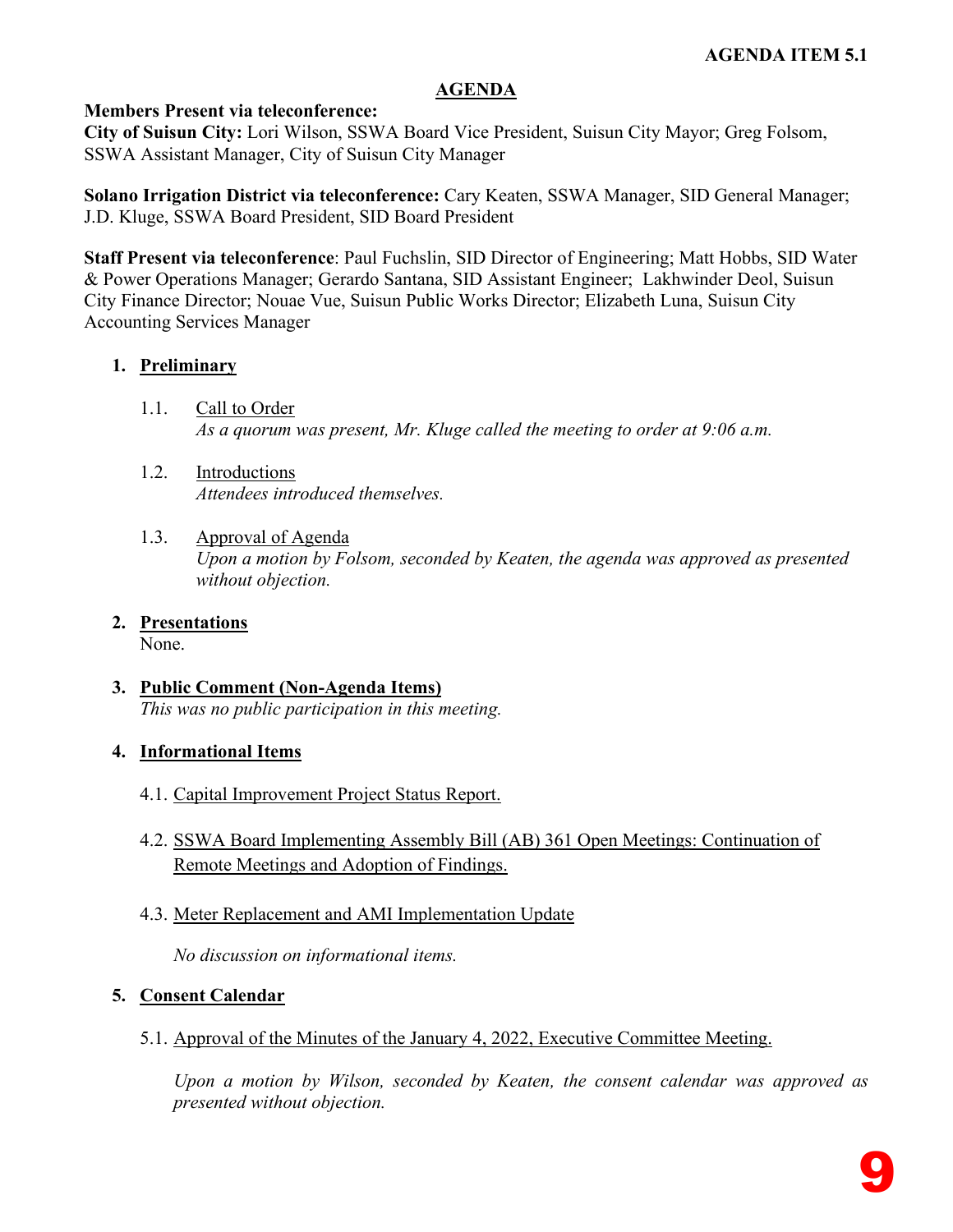**AGENDA ITEM 5.1**

# AGENDA

**Members Present via teleconference:**
**City of Suisun City:** Lori Wilson, SSWA Board Vice President, Suisun City Mayor; Greg Folsom, SSWA Assistant Manager, City of Suisun City Manager

**Solano Irrigation District via teleconference:** Cary Keaten, SSWA Manager, SID General Manager; J.D. Kluge, SSWA Board President, SID Board President

**Staff Present via teleconference**: Paul Fuchslin, SID Director of Engineering; Matt Hobbs, SID Water & Power Operations Manager; Gerardo Santana, SID Assistant Engineer; Lakhwinder Deol, Suisun City Finance Director; Nouae Vue, Suisun Public Works Director; Elizabeth Luna, Suisun City Accounting Services Manager

1. **Preliminary**

   1.1. Call to Order
   *As a quorum was present, Mr. Kluge called the meeting to order at 9:06 a.m.*

   1.2. Introductions
   *Attendees introduced themselves.*

   1.3. Approval of Agenda
   *Upon a motion by Folsom, seconded by Keaten, the agenda was approved as presented without objection.*

2. **Presentations**
   None.

3. **Public Comment (Non-Agenda Items)**
   *This was no public participation in this meeting.*

4. **Informational Items**

   4.1. Capital Improvement Project Status Report.

   4.2. SSWA Board Implementing Assembly Bill (AB) 361 Open Meetings: Continuation of Remote Meetings and Adoption of Findings.

   4.3. Meter Replacement and AMI Implementation Update

   *No discussion on informational items.*

5. **Consent Calendar**

   5.1. Approval of the Minutes of the January 4, 2022, Executive Committee Meeting.

   *Upon a motion by Wilson, seconded by Keaten, the consent calendar was approved as presented without objection.*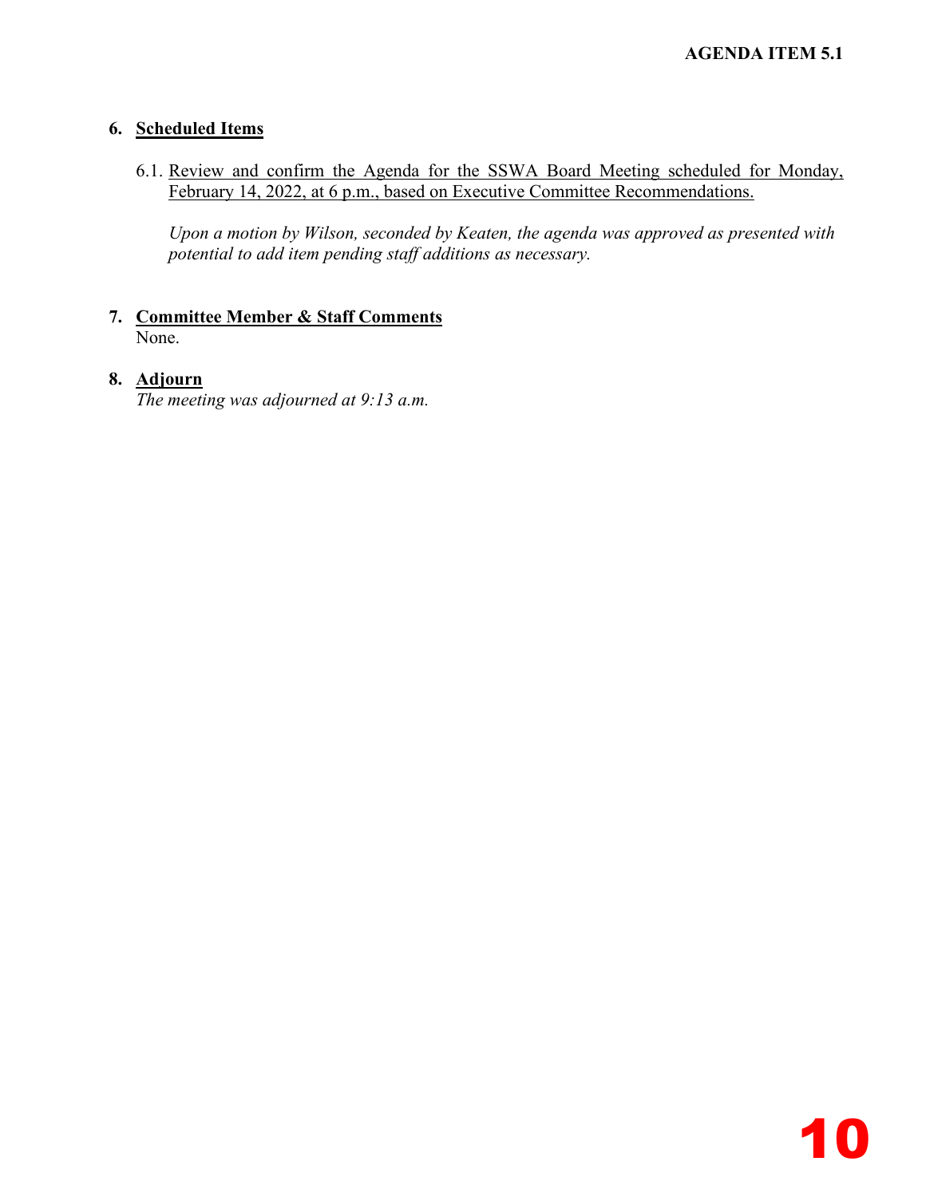## 6. Scheduled Items

6.1. Review and confirm the Agenda for the SSWA Board Meeting scheduled for Monday, February 14, 2022, at 6 p.m., based on Executive Committee Recommendations.

*Upon a motion by Wilson, seconded by Keaten, the agenda was approved as presented with potential to add item pending staff additions as necessary.*

## 7. Committee Member & Staff Comments

None.

## 8. Adjourn

*The meeting was adjourned at 9:13 a.m.*